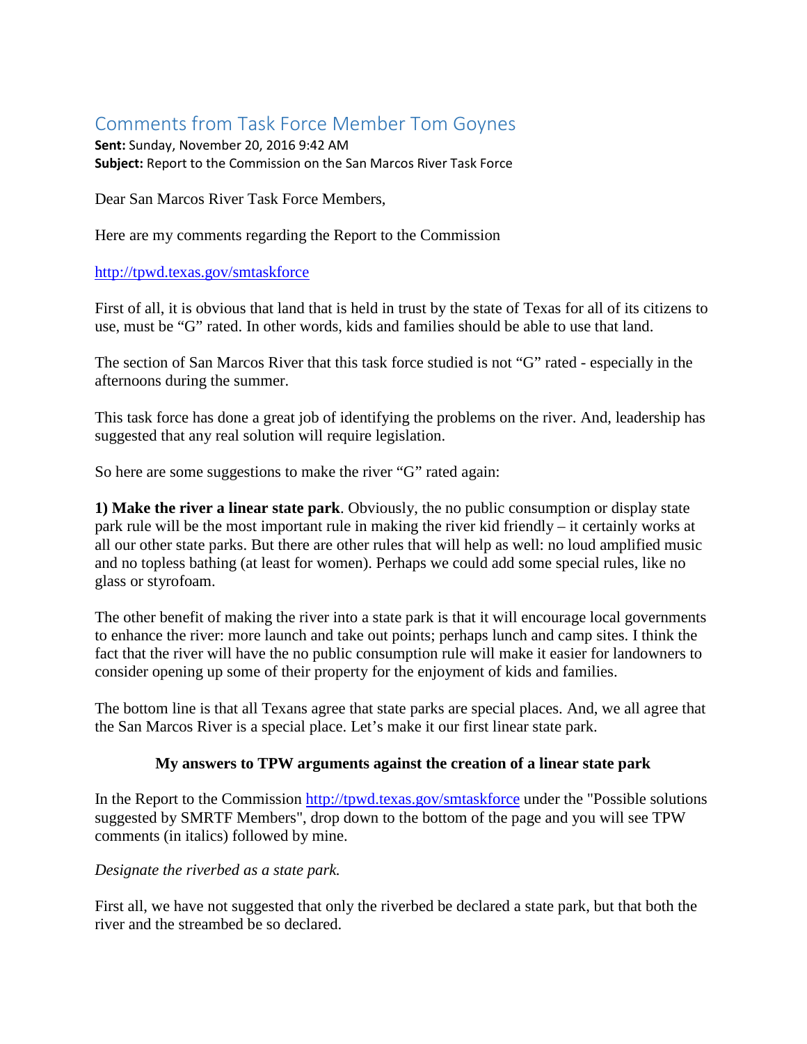# Comments from Task Force Member Tom Goynes

**Sent:** Sunday, November 20, 2016 9:42 AM
**Subject:** Report to the Commission on the San Marcos River Task Force

Dear San Marcos River Task Force Members,

Here are my comments regarding the Report to the Commission

[http://tpwd.texas.gov/smtaskforce](http://tpwd.texas.gov/smtaskforce)

First of all, it is obvious that land that is held in trust by the state of Texas for all of its citizens to use, must be "G" rated. In other words, kids and families should be able to use that land.

The section of San Marcos River that this task force studied is not "G" rated - especially in the afternoons during the summer.

This task force has done a great job of identifying the problems on the river. And, leadership has suggested that any real solution will require legislation.

So here are some suggestions to make the river "G" rated again:

**1) Make the river a linear state park**. Obviously, the no public consumption or display state park rule will be the most important rule in making the river kid friendly – it certainly works at all our other state parks. But there are other rules that will help as well: no loud amplified music and no topless bathing (at least for women). Perhaps we could add some special rules, like no glass or styrofoam.

The other benefit of making the river into a state park is that it will encourage local governments to enhance the river: more launch and take out points; perhaps lunch and camp sites. I think the fact that the river will have the no public consumption rule will make it easier for landowners to consider opening up some of their property for the enjoyment of kids and families.

The bottom line is that all Texans agree that state parks are special places. And, we all agree that the San Marcos River is a special place. Let's make it our first linear state park.

**My answers to TPW arguments against the creation of a linear state park**

In the Report to the Commission [http://tpwd.texas.gov/smtaskforce](http://tpwd.texas.gov/smtaskforce) under the "Possible solutions suggested by SMRTF Members", drop down to the bottom of the page and you will see TPW comments (in italics) followed by mine.

*Designate the riverbed as a state park.*

First all, we have not suggested that only the riverbed be declared a state park, but that both the river and the streambed be so declared.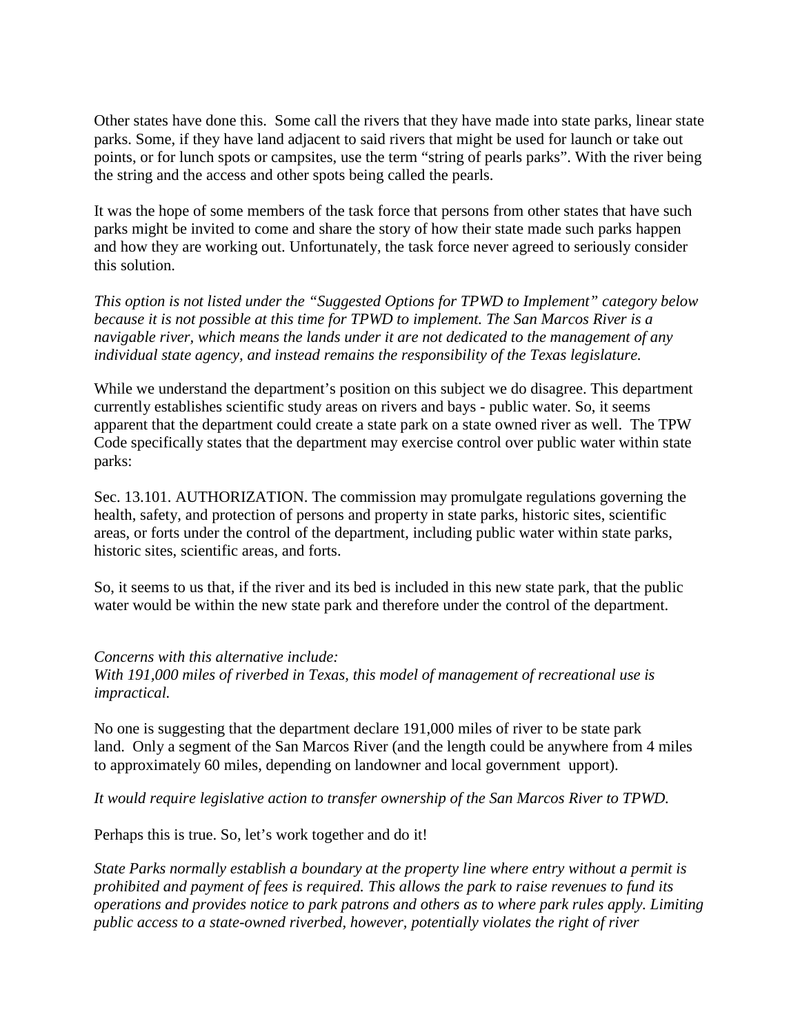Other states have done this. Some call the rivers that they have made into state parks, linear state parks. Some, if they have land adjacent to said rivers that might be used for launch or take out points, or for lunch spots or campsites, use the term "string of pearls parks". With the river being the string and the access and other spots being called the pearls.

It was the hope of some members of the task force that persons from other states that have such parks might be invited to come and share the story of how their state made such parks happen and how they are working out. Unfortunately, the task force never agreed to seriously consider this solution.

*This option is not listed under the "Suggested Options for TPWD to Implement" category below because it is not possible at this time for TPWD to implement. The San Marcos River is a navigable river, which means the lands under it are not dedicated to the management of any individual state agency, and instead remains the responsibility of the Texas legislature.*

While we understand the department's position on this subject we do disagree. This department currently establishes scientific study areas on rivers and bays - public water. So, it seems apparent that the department could create a state park on a state owned river as well. The TPW Code specifically states that the department may exercise control over public water within state parks:

Sec. 13.101. AUTHORIZATION. The commission may promulgate regulations governing the health, safety, and protection of persons and property in state parks, historic sites, scientific areas, or forts under the control of the department, including public water within state parks, historic sites, scientific areas, and forts.

So, it seems to us that, if the river and its bed is included in this new state park, that the public water would be within the new state park and therefore under the control of the department.

*Concerns with this alternative include:*
*With 191,000 miles of riverbed in Texas, this model of management of recreational use is impractical.*

No one is suggesting that the department declare 191,000 miles of river to be state park land. Only a segment of the San Marcos River (and the length could be anywhere from 4 miles to approximately 60 miles, depending on landowner and local government upport).

*It would require legislative action to transfer ownership of the San Marcos River to TPWD.*

Perhaps this is true. So, let's work together and do it!

*State Parks normally establish a boundary at the property line where entry without a permit is prohibited and payment of fees is required. This allows the park to raise revenues to fund its operations and provides notice to park patrons and others as to where park rules apply. Limiting public access to a state-owned riverbed, however, potentially violates the right of river*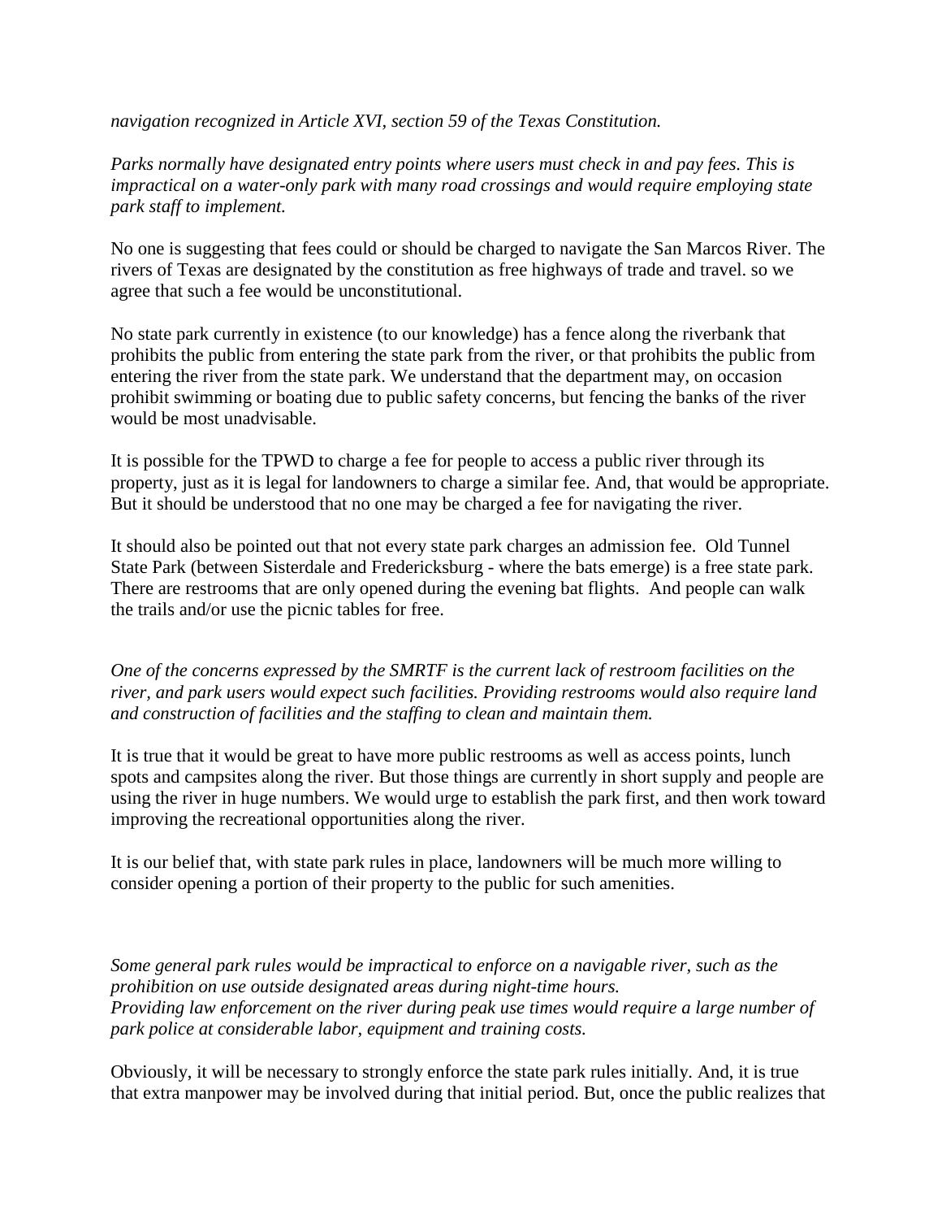*navigation recognized in Article XVI, section 59 of the Texas Constitution.*

*Parks normally have designated entry points where users must check in and pay fees. This is impractical on a water-only park with many road crossings and would require employing state park staff to implement.*

No one is suggesting that fees could or should be charged to navigate the San Marcos River. The rivers of Texas are designated by the constitution as free highways of trade and travel. so we agree that such a fee would be unconstitutional.

No state park currently in existence (to our knowledge) has a fence along the riverbank that prohibits the public from entering the state park from the river, or that prohibits the public from entering the river from the state park. We understand that the department may, on occasion prohibit swimming or boating due to public safety concerns, but fencing the banks of the river would be most unadvisable.

It is possible for the TPWD to charge a fee for people to access a public river through its property, just as it is legal for landowners to charge a similar fee. And, that would be appropriate. But it should be understood that no one may be charged a fee for navigating the river.

It should also be pointed out that not every state park charges an admission fee. Old Tunnel State Park (between Sisterdale and Fredericksburg - where the bats emerge) is a free state park. There are restrooms that are only opened during the evening bat flights. And people can walk the trails and/or use the picnic tables for free.

*One of the concerns expressed by the SMRTF is the current lack of restroom facilities on the river, and park users would expect such facilities. Providing restrooms would also require land and construction of facilities and the staffing to clean and maintain them.*

It is true that it would be great to have more public restrooms as well as access points, lunch spots and campsites along the river. But those things are currently in short supply and people are using the river in huge numbers. We would urge to establish the park first, and then work toward improving the recreational opportunities along the river.

It is our belief that, with state park rules in place, landowners will be much more willing to consider opening a portion of their property to the public for such amenities.

*Some general park rules would be impractical to enforce on a navigable river, such as the prohibition on use outside designated areas during night-time hours.*
*Providing law enforcement on the river during peak use times would require a large number of park police at considerable labor, equipment and training costs.*

Obviously, it will be necessary to strongly enforce the state park rules initially. And, it is true that extra manpower may be involved during that initial period. But, once the public realizes that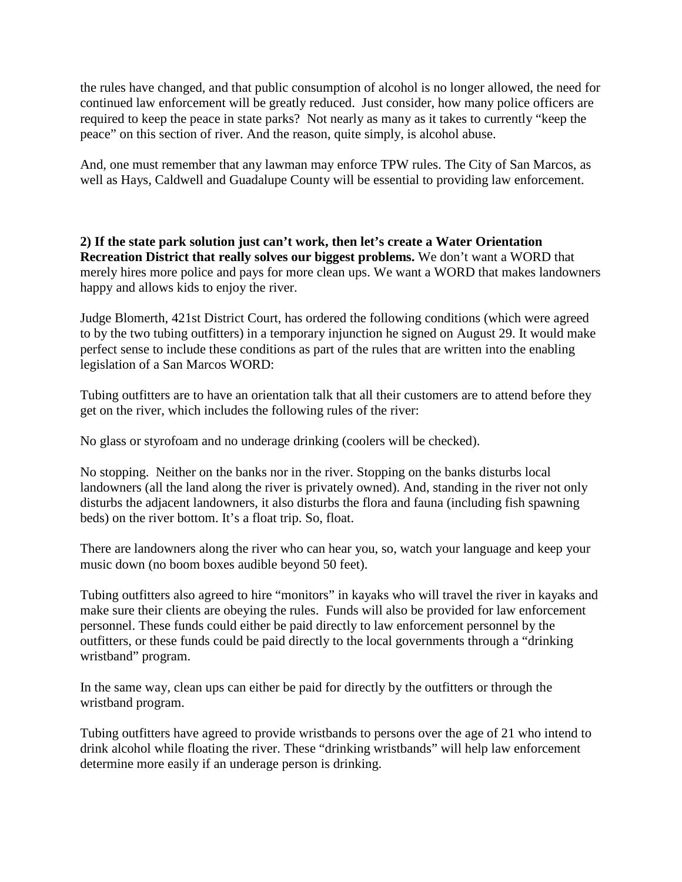the rules have changed, and that public consumption of alcohol is no longer allowed, the need for continued law enforcement will be greatly reduced. Just consider, how many police officers are required to keep the peace in state parks? Not nearly as many as it takes to currently "keep the peace" on this section of river. And the reason, quite simply, is alcohol abuse.

And, one must remember that any lawman may enforce TPW rules. The City of San Marcos, as well as Hays, Caldwell and Guadalupe County will be essential to providing law enforcement.

**2) If the state park solution just can't work, then let's create a Water Orientation Recreation District that really solves our biggest problems.** We don't want a WORD that merely hires more police and pays for more clean ups. We want a WORD that makes landowners happy and allows kids to enjoy the river.

Judge Blomerth, 421st District Court, has ordered the following conditions (which were agreed to by the two tubing outfitters) in a temporary injunction he signed on August 29. It would make perfect sense to include these conditions as part of the rules that are written into the enabling legislation of a San Marcos WORD:

Tubing outfitters are to have an orientation talk that all their customers are to attend before they get on the river, which includes the following rules of the river:

No glass or styrofoam and no underage drinking (coolers will be checked).

No stopping. Neither on the banks nor in the river. Stopping on the banks disturbs local landowners (all the land along the river is privately owned). And, standing in the river not only disturbs the adjacent landowners, it also disturbs the flora and fauna (including fish spawning beds) on the river bottom. It's a float trip. So, float.

There are landowners along the river who can hear you, so, watch your language and keep your music down (no boom boxes audible beyond 50 feet).

Tubing outfitters also agreed to hire "monitors" in kayaks who will travel the river in kayaks and make sure their clients are obeying the rules. Funds will also be provided for law enforcement personnel. These funds could either be paid directly to law enforcement personnel by the outfitters, or these funds could be paid directly to the local governments through a "drinking wristband" program.

In the same way, clean ups can either be paid for directly by the outfitters or through the wristband program.

Tubing outfitters have agreed to provide wristbands to persons over the age of 21 who intend to drink alcohol while floating the river. These "drinking wristbands" will help law enforcement determine more easily if an underage person is drinking.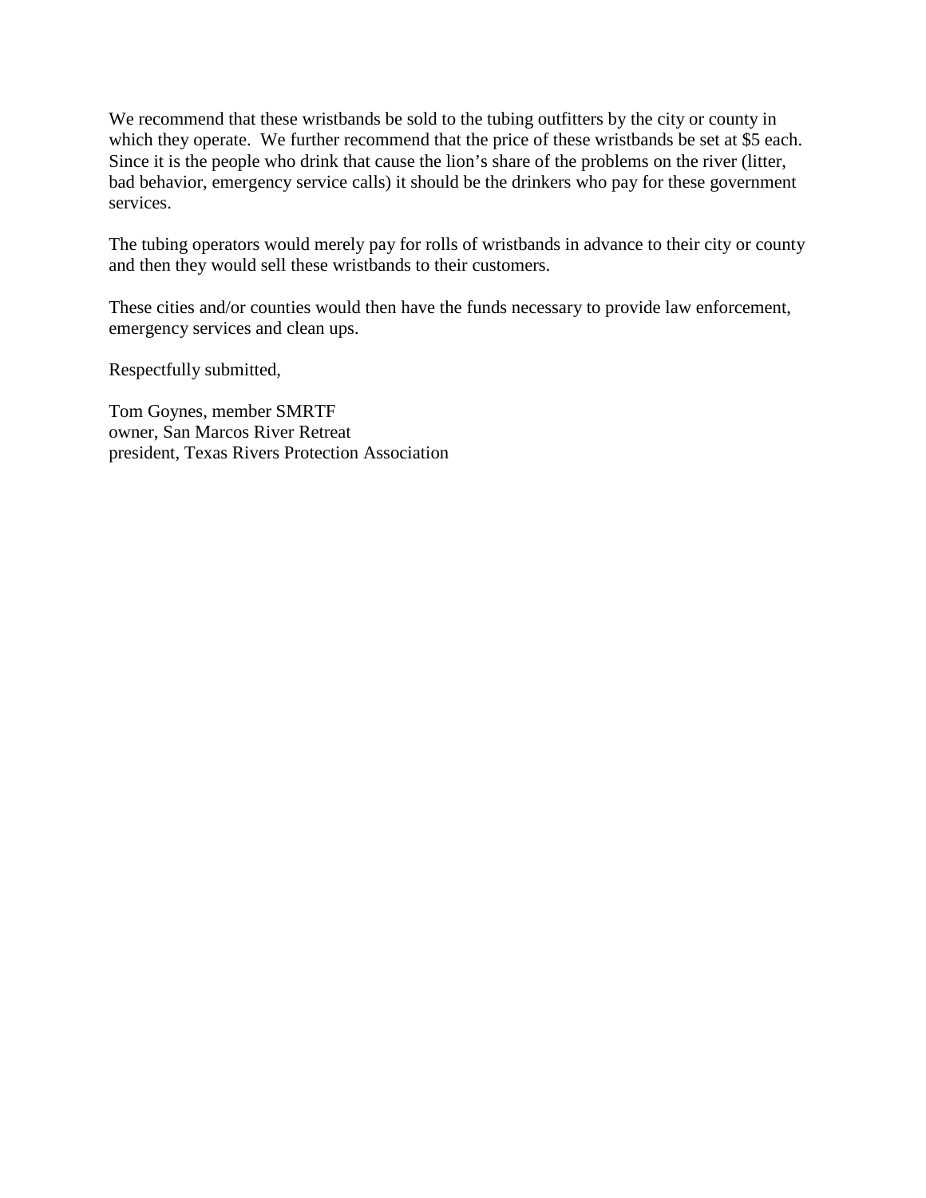We recommend that these wristbands be sold to the tubing outfitters by the city or county in which they operate. We further recommend that the price of these wristbands be set at $5 each. Since it is the people who drink that cause the lion's share of the problems on the river (litter, bad behavior, emergency service calls) it should be the drinkers who pay for these government services.

The tubing operators would merely pay for rolls of wristbands in advance to their city or county and then they would sell these wristbands to their customers.

These cities and/or counties would then have the funds necessary to provide law enforcement, emergency services and clean ups.

Respectfully submitted,

Tom Goynes, member SMRTF
owner, San Marcos River Retreat
president, Texas Rivers Protection Association